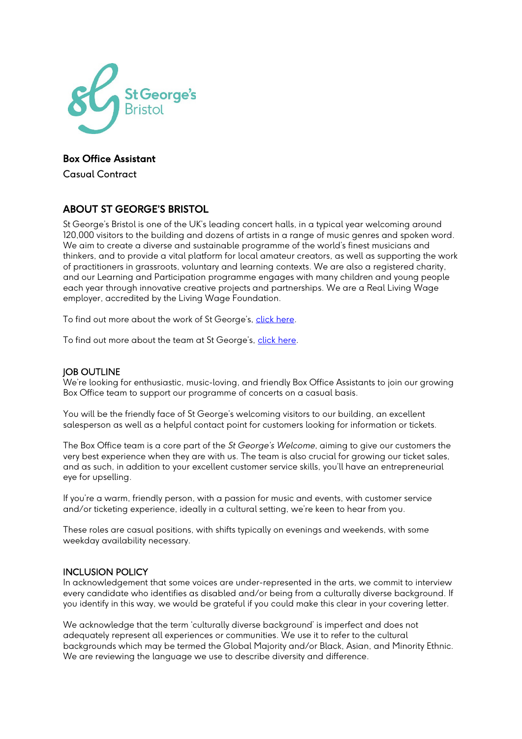**Box Office Assistant**

Casual Contract

## ABOUT ST GEORGE'S BRISTOL

St George's Bristol is one of the UK's leading concert halls, in a typical year welcoming around 120,000 visitors to the building and dozens of artists in a range of music genres and spoken word. We aim to create a diverse and sustainable programme of the world's finest musicians and thinkers, and to provide a vital platform for local amateur creators, as well as supporting the work of practitioners in grassroots, voluntary and learning contexts. We are also a registered charity, and our Learning and Participation programme engages with many children and young people each year through innovative creative projects and partnerships. We are a Real Living Wage employer, accredited by the Living Wage Foundation.

To find out more about the work of St George's, click here.

To find out more about the team at St George's, click here.

### JOB OUTLINE

We're looking for enthusiastic, music-loving, and friendly Box Office Assistants to join our growing Box Office team to support our programme of concerts on a casual basis.

You will be the friendly face of St George's welcoming visitors to our building, an excellent salesperson as well as a helpful contact point for customers looking for information or tickets.

The Box Office team is a core part of the *St George's Welcome*, aiming to give our customers the very best experience when they are with us. The team is also crucial for growing our ticket sales, and as such, in addition to your excellent customer service skills, you'll have an entrepreneurial eye for upselling.

If you're a warm, friendly person, with a passion for music and events, with customer service and/or ticketing experience, ideally in a cultural setting, we're keen to hear from you.

These roles are casual positions, with shifts typically on evenings and weekends, with some weekday availability necessary.

### INCLUSION POLICY

In acknowledgement that some voices are under-represented in the arts, we commit to interview every candidate who identifies as disabled and/or being from a culturally diverse background. If you identify in this way, we would be grateful if you could make this clear in your covering letter.

We acknowledge that the term 'culturally diverse background' is imperfect and does not adequately represent all experiences or communities. We use it to refer to the cultural backgrounds which may be termed the Global Majority and/or Black, Asian, and Minority Ethnic. We are reviewing the language we use to describe diversity and difference.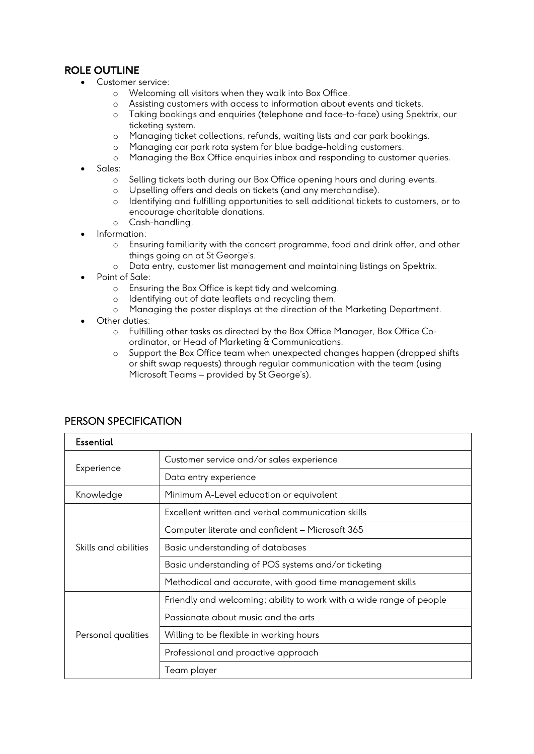## ROLE OUTLINE

- Customer service:
  - Welcoming all visitors when they walk into Box Office.
  - Assisting customers with access to information about events and tickets.
  - Taking bookings and enquiries (telephone and face-to-face) using Spektrix, our ticketing system.
  - Managing ticket collections, refunds, waiting lists and car park bookings.
  - Managing car park rota system for blue badge-holding customers.
  - Managing the Box Office enquiries inbox and responding to customer queries.
- Sales:
  - Selling tickets both during our Box Office opening hours and during events.
  - Upselling offers and deals on tickets (and any merchandise).
  - Identifying and fulfilling opportunities to sell additional tickets to customers, or to encourage charitable donations.
  - Cash-handling.
- Information:
  - Ensuring familiarity with the concert programme, food and drink offer, and other things going on at St George's.
  - Data entry, customer list management and maintaining listings on Spektrix.
- Point of Sale:
  - Ensuring the Box Office is kept tidy and welcoming.
  - Identifying out of date leaflets and recycling them.
  - Managing the poster displays at the direction of the Marketing Department.
- Other duties:
  - Fulfilling other tasks as directed by the Box Office Manager, Box Office Co-ordinator, or Head of Marketing & Communications.
  - Support the Box Office team when unexpected changes happen (dropped shifts or shift swap requests) through regular communication with the team (using Microsoft Teams – provided by St George's).

## PERSON SPECIFICATION

| **Essential** | |
|---|---|
| Experience | Customer service and/or sales experience |
| | Data entry experience |
| Knowledge | Minimum A-Level education or equivalent |
| Skills and abilities | Excellent written and verbal communication skills |
| | Computer literate and confident – Microsoft 365 |
| | Basic understanding of databases |
| | Basic understanding of POS systems and/or ticketing |
| | Methodical and accurate, with good time management skills |
| Personal qualities | Friendly and welcoming; ability to work with a wide range of people |
| | Passionate about music and the arts |
| | Willing to be flexible in working hours |
| | Professional and proactive approach |
| | Team player |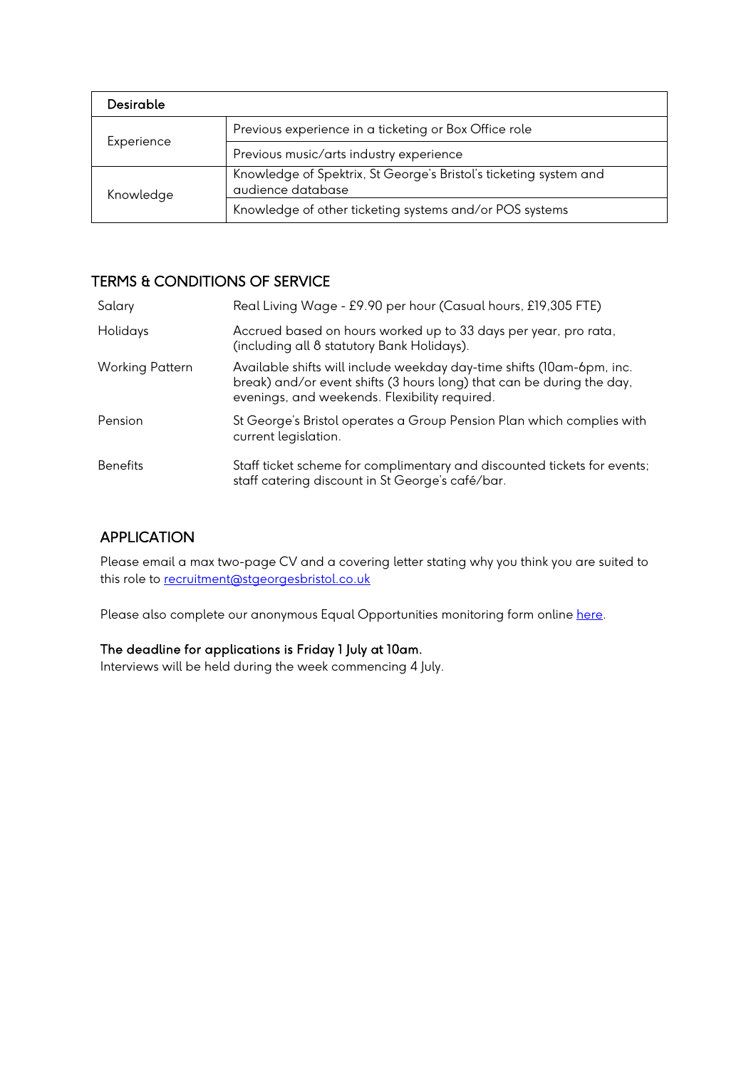| Desirable | |
|---|---|
| Experience | Previous experience in a ticketing or Box Office role |
| | Previous music/arts industry experience |
| Knowledge | Knowledge of Spektrix, St George's Bristol's ticketing system and audience database |
| | Knowledge of other ticketing systems and/or POS systems |

## TERMS & CONDITIONS OF SERVICE

| | |
|---|---|
| Salary | Real Living Wage - £9.90 per hour (Casual hours, £19,305 FTE) |
| Holidays | Accrued based on hours worked up to 33 days per year, pro rata, (including all 8 statutory Bank Holidays). |
| Working Pattern | Available shifts will include weekday day-time shifts (10am-6pm, inc. break) and/or event shifts (3 hours long) that can be during the day, evenings, and weekends. Flexibility required. |
| Pension | St George's Bristol operates a Group Pension Plan which complies with current legislation. |
| Benefits | Staff ticket scheme for complimentary and discounted tickets for events; staff catering discount in St George's café/bar. |

## APPLICATION

Please email a max two-page CV and a covering letter stating why you think you are suited to this role to recruitment@stgeorgesbristol.co.uk

Please also complete our anonymous Equal Opportunities monitoring form online here.

**The deadline for applications is Friday 1 July at 10am.**
Interviews will be held during the week commencing 4 July.